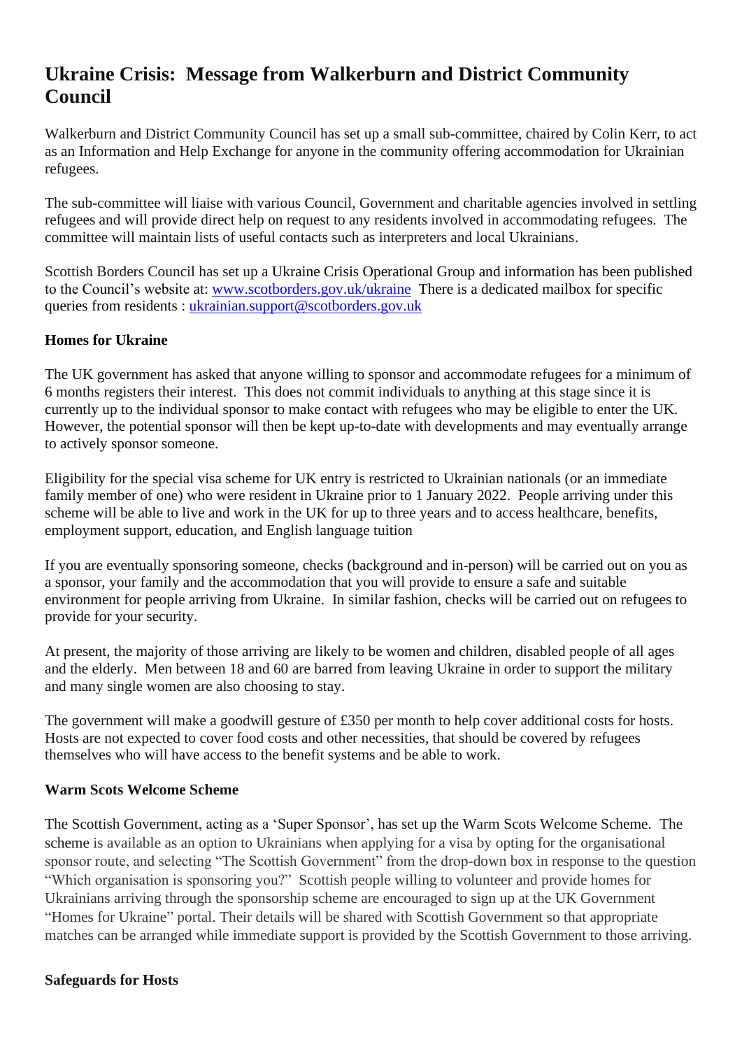# Ukraine Crisis: Message from Walkerburn and District Community Council

Walkerburn and District Community Council has set up a small sub-committee, chaired by Colin Kerr, to act as an Information and Help Exchange for anyone in the community offering accommodation for Ukrainian refugees.

The sub-committee will liaise with various Council, Government and charitable agencies involved in settling refugees and will provide direct help on request to any residents involved in accommodating refugees. The committee will maintain lists of useful contacts such as interpreters and local Ukrainians.

Scottish Borders Council has set up a Ukraine Crisis Operational Group and information has been published to the Council's website at: www.scotborders.gov.uk/ukraine There is a dedicated mailbox for specific queries from residents : ukrainian.support@scotborders.gov.uk

**Homes for Ukraine**

The UK government has asked that anyone willing to sponsor and accommodate refugees for a minimum of 6 months registers their interest. This does not commit individuals to anything at this stage since it is currently up to the individual sponsor to make contact with refugees who may be eligible to enter the UK. However, the potential sponsor will then be kept up-to-date with developments and may eventually arrange to actively sponsor someone.

Eligibility for the special visa scheme for UK entry is restricted to Ukrainian nationals (or an immediate family member of one) who were resident in Ukraine prior to 1 January 2022. People arriving under this scheme will be able to live and work in the UK for up to three years and to access healthcare, benefits, employment support, education, and English language tuition

If you are eventually sponsoring someone, checks (background and in-person) will be carried out on you as a sponsor, your family and the accommodation that you will provide to ensure a safe and suitable environment for people arriving from Ukraine. In similar fashion, checks will be carried out on refugees to provide for your security.

At present, the majority of those arriving are likely to be women and children, disabled people of all ages and the elderly. Men between 18 and 60 are barred from leaving Ukraine in order to support the military and many single women are also choosing to stay.

The government will make a goodwill gesture of £350 per month to help cover additional costs for hosts. Hosts are not expected to cover food costs and other necessities, that should be covered by refugees themselves who will have access to the benefit systems and be able to work.

**Warm Scots Welcome Scheme**

The Scottish Government, acting as a 'Super Sponsor', has set up the Warm Scots Welcome Scheme. The scheme is available as an option to Ukrainians when applying for a visa by opting for the organisational sponsor route, and selecting "The Scottish Government" from the drop-down box in response to the question "Which organisation is sponsoring you?" Scottish people willing to volunteer and provide homes for Ukrainians arriving through the sponsorship scheme are encouraged to sign up at the UK Government "Homes for Ukraine" portal. Their details will be shared with Scottish Government so that appropriate matches can be arranged while immediate support is provided by the Scottish Government to those arriving.

**Safeguards for Hosts**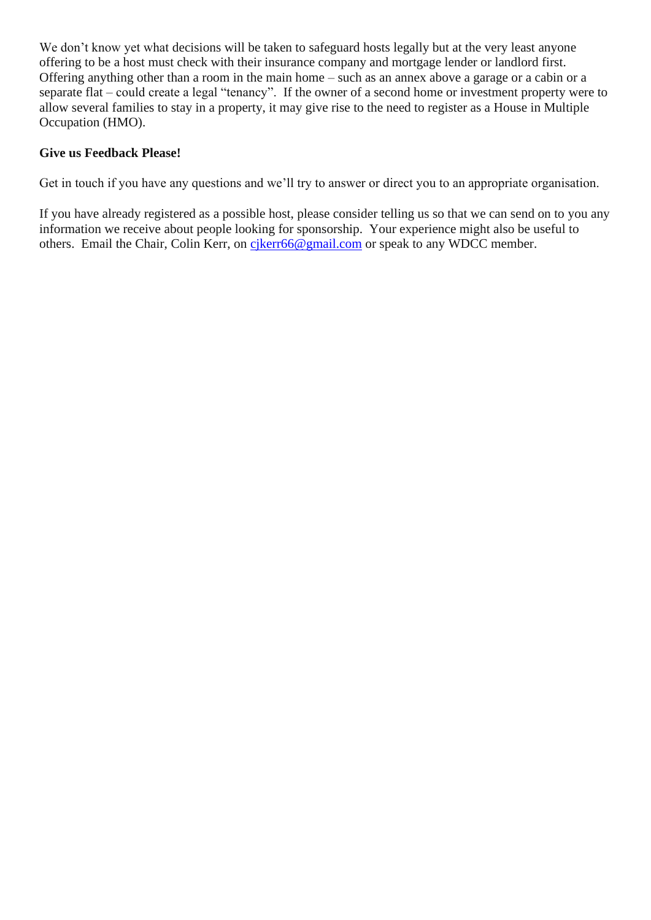We don't know yet what decisions will be taken to safeguard hosts legally but at the very least anyone offering to be a host must check with their insurance company and mortgage lender or landlord first. Offering anything other than a room in the main home – such as an annex above a garage or a cabin or a separate flat – could create a legal "tenancy". If the owner of a second home or investment property were to allow several families to stay in a property, it may give rise to the need to register as a House in Multiple Occupation (HMO).

**Give us Feedback Please!**

Get in touch if you have any questions and we'll try to answer or direct you to an appropriate organisation.

If you have already registered as a possible host, please consider telling us so that we can send on to you any information we receive about people looking for sponsorship. Your experience might also be useful to others. Email the Chair, Colin Kerr, on cjkerr66@gmail.com or speak to any WDCC member.